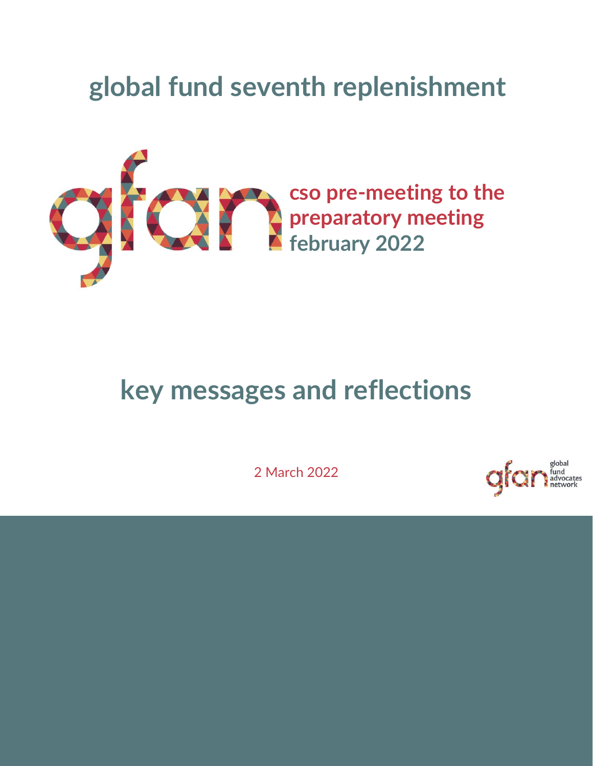# global fund seventh replenishment

**cso pre-meeting to the preparatory meeting**
**february 2022**

## key messages and reflections

2 March 2022

global fund advocates network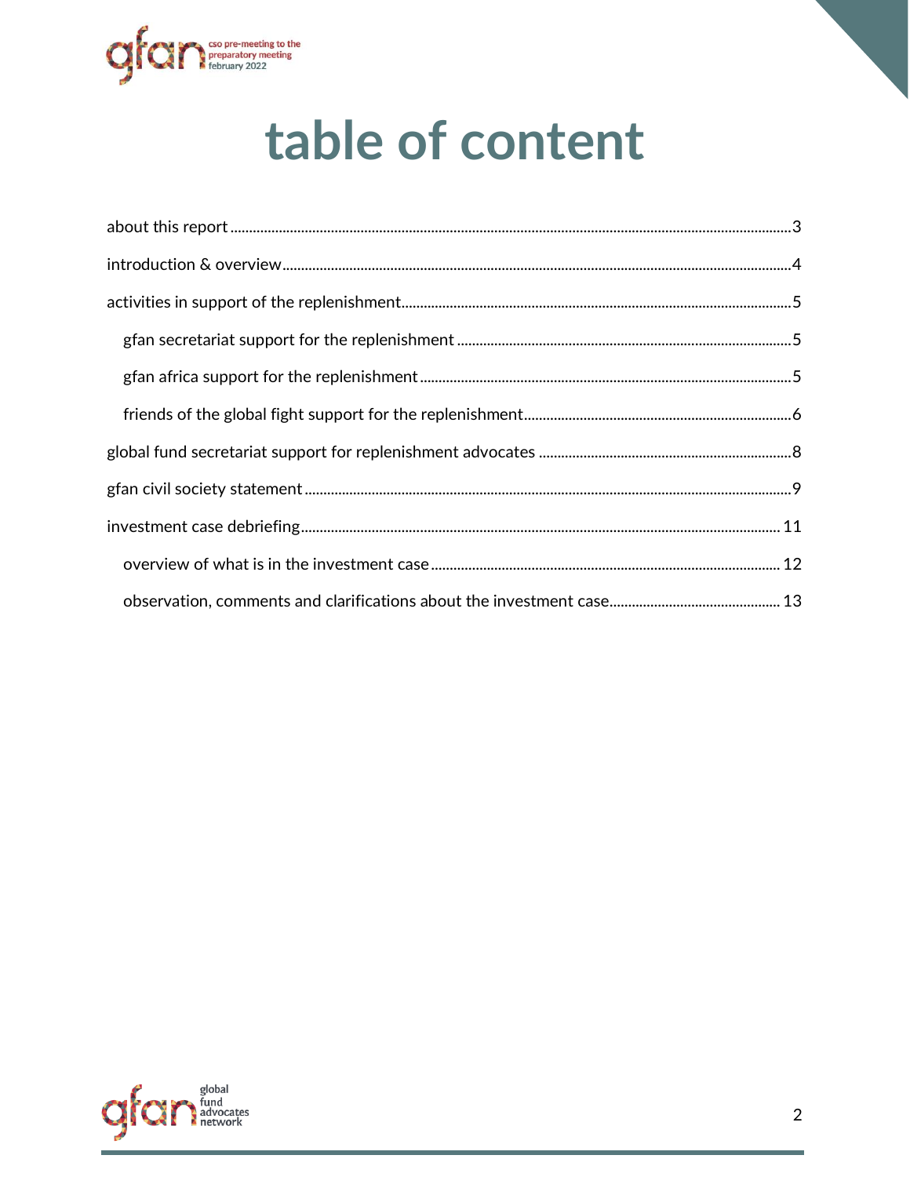# table of content

about this report ..... 3

introduction & overview ..... 4

activities in support of the replenishment ..... 5

- gfan secretariat support for the replenishment ..... 5
- gfan africa support for the replenishment ..... 5
- friends of the global fight support for the replenishment ..... 6

global fund secretariat support for replenishment advocates ..... 8

gfan civil society statement ..... 9

investment case debriefing ..... 11

- overview of what is in the investment case ..... 12
- observation, comments and clarifications about the investment case ..... 13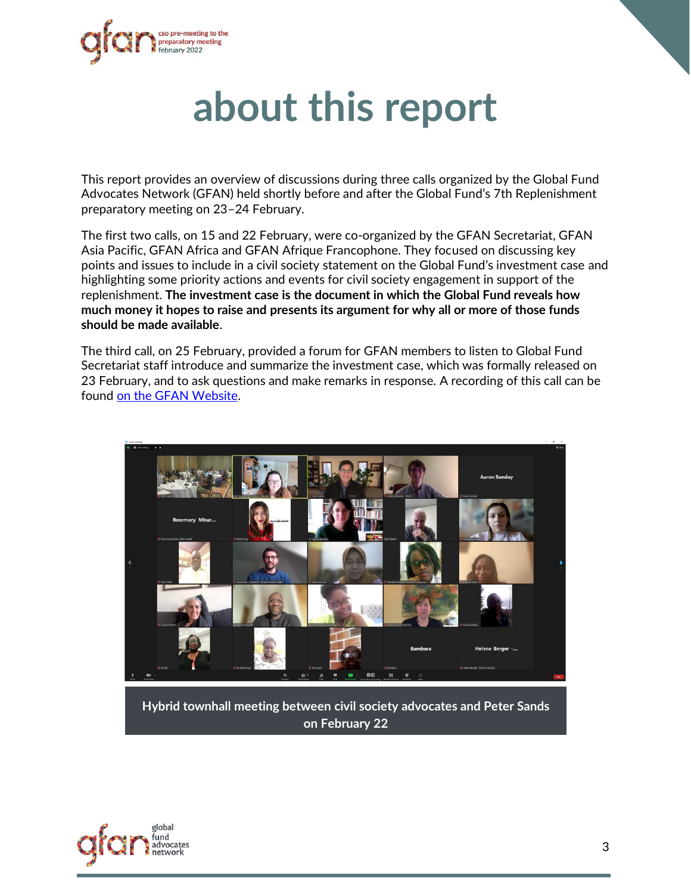# about this report

This report provides an overview of discussions during three calls organized by the Global Fund Advocates Network (GFAN) held shortly before and after the Global Fund's 7th Replenishment preparatory meeting on 23–24 February.

The first two calls, on 15 and 22 February, were co-organized by the GFAN Secretariat, GFAN Asia Pacific, GFAN Africa and GFAN Afrique Francophone. They focused on discussing key points and issues to include in a civil society statement on the Global Fund's investment case and highlighting some priority actions and events for civil society engagement in support of the replenishment. **The investment case is the document in which the Global Fund reveals how much money it hopes to raise and presents its argument for why all or more of those funds should be made available**.

The third call, on 25 February, provided a forum for GFAN members to listen to Global Fund Secretariat staff introduce and summarize the investment case, which was formally released on 23 February, and to ask questions and make remarks in response. A recording of this call can be found [on the GFAN Website](#).

**Hybrid townhall meeting between civil society advocates and Peter Sands on February 22**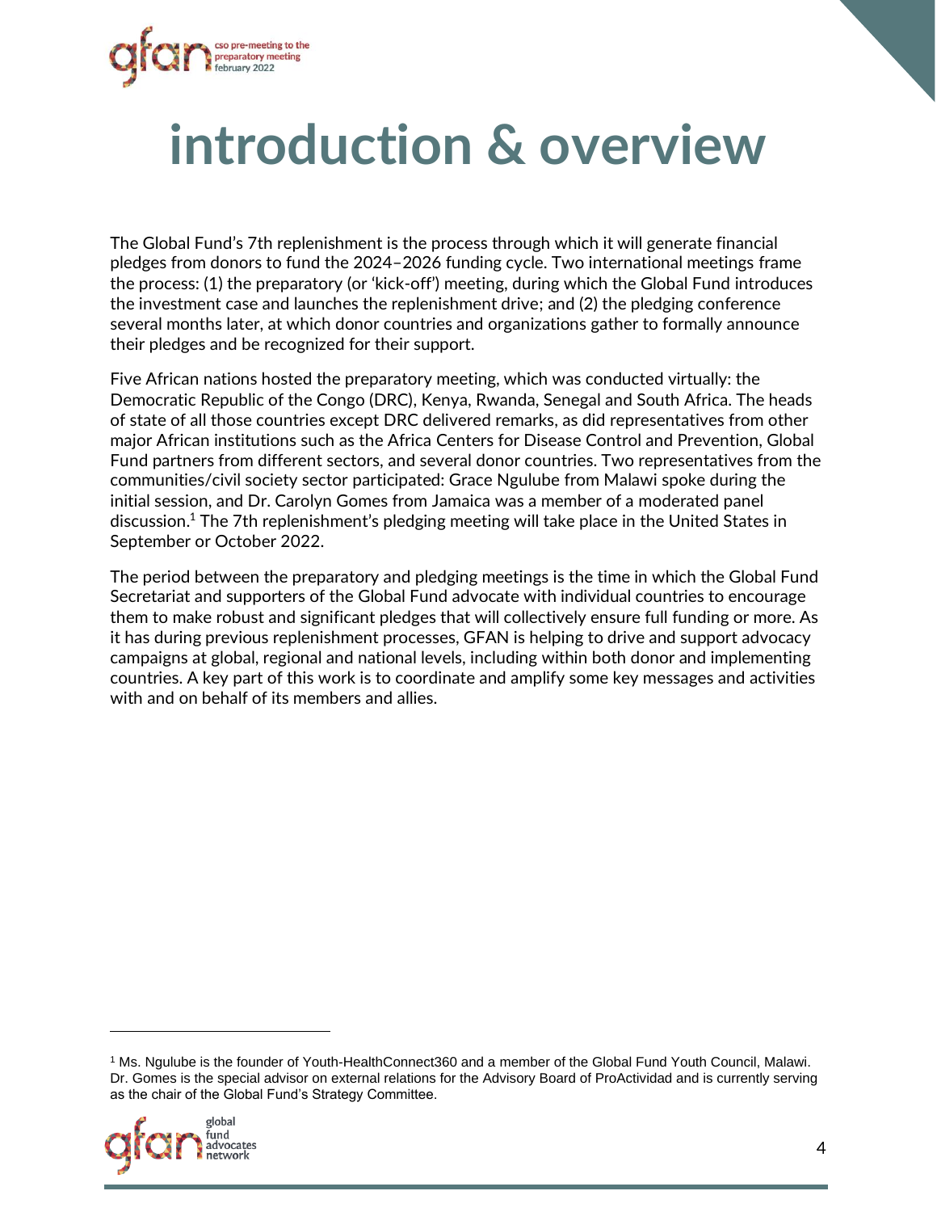# introduction & overview

The Global Fund's 7th replenishment is the process through which it will generate financial pledges from donors to fund the 2024–2026 funding cycle. Two international meetings frame the process: (1) the preparatory (or 'kick-off') meeting, during which the Global Fund introduces the investment case and launches the replenishment drive; and (2) the pledging conference several months later, at which donor countries and organizations gather to formally announce their pledges and be recognized for their support.

Five African nations hosted the preparatory meeting, which was conducted virtually: the Democratic Republic of the Congo (DRC), Kenya, Rwanda, Senegal and South Africa. The heads of state of all those countries except DRC delivered remarks, as did representatives from other major African institutions such as the Africa Centers for Disease Control and Prevention, Global Fund partners from different sectors, and several donor countries. Two representatives from the communities/civil society sector participated: Grace Ngulube from Malawi spoke during the initial session, and Dr. Carolyn Gomes from Jamaica was a member of a moderated panel discussion.[1] The 7th replenishment's pledging meeting will take place in the United States in September or October 2022.

The period between the preparatory and pledging meetings is the time in which the Global Fund Secretariat and supporters of the Global Fund advocate with individual countries to encourage them to make robust and significant pledges that will collectively ensure full funding or more. As it has during previous replenishment processes, GFAN is helping to drive and support advocacy campaigns at global, regional and national levels, including within both donor and implementing countries. A key part of this work is to coordinate and amplify some key messages and activities with and on behalf of its members and allies.

---

[1] Ms. Ngulube is the founder of Youth-HealthConnect360 and a member of the Global Fund Youth Council, Malawi. Dr. Gomes is the special advisor on external relations for the Advisory Board of ProActividad and is currently serving as the chair of the Global Fund's Strategy Committee.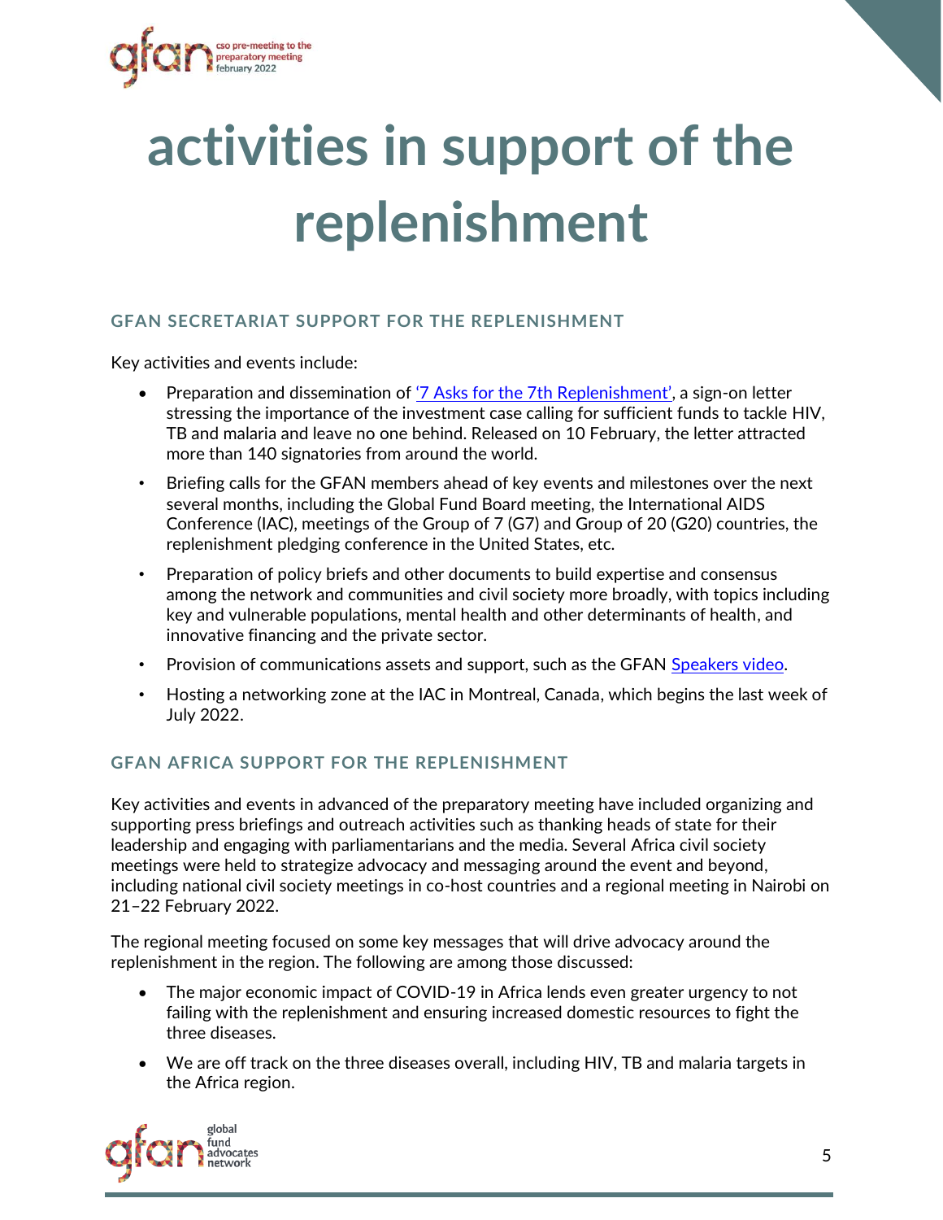# activities in support of the replenishment

## GFAN SECRETARIAT SUPPORT FOR THE REPLENISHMENT

Key activities and events include:

- Preparation and dissemination of '7 Asks for the 7th Replenishment', a sign-on letter stressing the importance of the investment case calling for sufficient funds to tackle HIV, TB and malaria and leave no one behind. Released on 10 February, the letter attracted more than 140 signatories from around the world.
- Briefing calls for the GFAN members ahead of key events and milestones over the next several months, including the Global Fund Board meeting, the International AIDS Conference (IAC), meetings of the Group of 7 (G7) and Group of 20 (G20) countries, the replenishment pledging conference in the United States, etc.
- Preparation of policy briefs and other documents to build expertise and consensus among the network and communities and civil society more broadly, with topics including key and vulnerable populations, mental health and other determinants of health, and innovative financing and the private sector.
- Provision of communications assets and support, such as the GFAN Speakers video.
- Hosting a networking zone at the IAC in Montreal, Canada, which begins the last week of July 2022.

## GFAN AFRICA SUPPORT FOR THE REPLENISHMENT

Key activities and events in advanced of the preparatory meeting have included organizing and supporting press briefings and outreach activities such as thanking heads of state for their leadership and engaging with parliamentarians and the media. Several Africa civil society meetings were held to strategize advocacy and messaging around the event and beyond, including national civil society meetings in co-host countries and a regional meeting in Nairobi on 21–22 February 2022.

The regional meeting focused on some key messages that will drive advocacy around the replenishment in the region. The following are among those discussed:

- The major economic impact of COVID-19 in Africa lends even greater urgency to not failing with the replenishment and ensuring increased domestic resources to fight the three diseases.
- We are off track on the three diseases overall, including HIV, TB and malaria targets in the Africa region.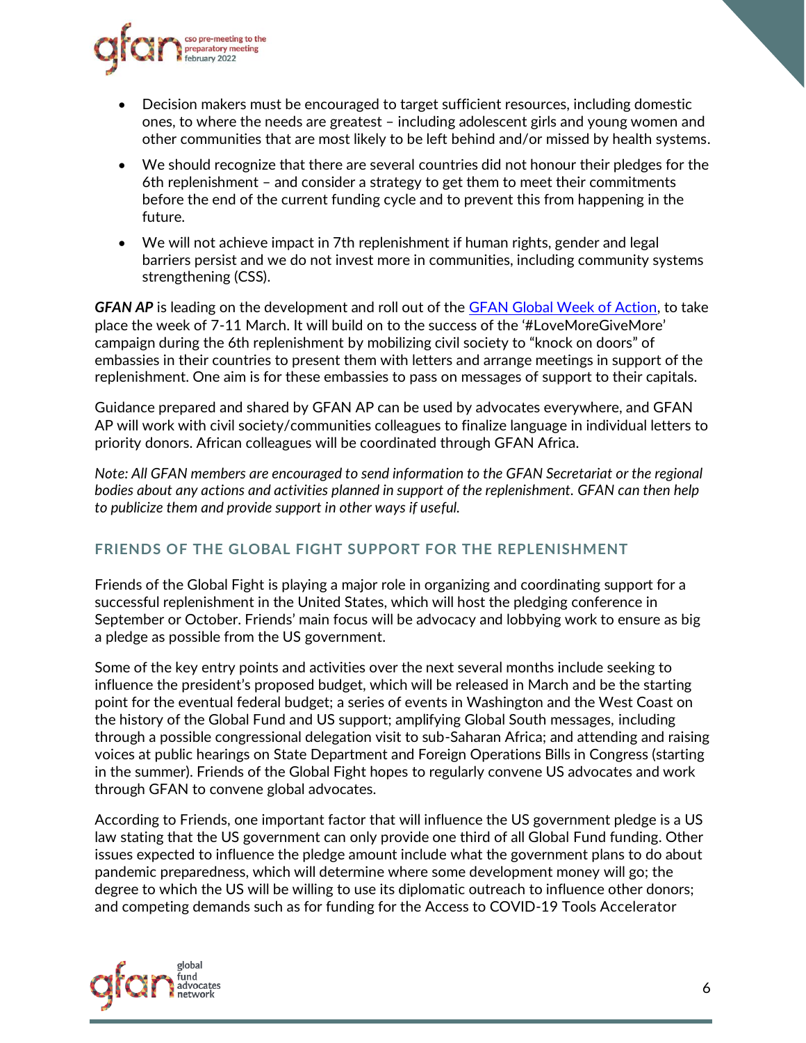- Decision makers must be encouraged to target sufficient resources, including domestic ones, to where the needs are greatest – including adolescent girls and young women and other communities that are most likely to be left behind and/or missed by health systems.
- We should recognize that there are several countries did not honour their pledges for the 6th replenishment – and consider a strategy to get them to meet their commitments before the end of the current funding cycle and to prevent this from happening in the future.
- We will not achieve impact in 7th replenishment if human rights, gender and legal barriers persist and we do not invest more in communities, including community systems strengthening (CSS).

***GFAN AP*** is leading on the development and roll out of the [GFAN Global Week of Action](), to take place the week of 7-11 March. It will build on to the success of the '#LoveMoreGiveMore' campaign during the 6th replenishment by mobilizing civil society to "knock on doors" of embassies in their countries to present them with letters and arrange meetings in support of the replenishment. One aim is for these embassies to pass on messages of support to their capitals.

Guidance prepared and shared by GFAN AP can be used by advocates everywhere, and GFAN AP will work with civil society/communities colleagues to finalize language in individual letters to priority donors. African colleagues will be coordinated through GFAN Africa.

*Note: All GFAN members are encouraged to send information to the GFAN Secretariat or the regional bodies about any actions and activities planned in support of the replenishment. GFAN can then help to publicize them and provide support in other ways if useful.*

## FRIENDS OF THE GLOBAL FIGHT SUPPORT FOR THE REPLENISHMENT

Friends of the Global Fight is playing a major role in organizing and coordinating support for a successful replenishment in the United States, which will host the pledging conference in September or October. Friends' main focus will be advocacy and lobbying work to ensure as big a pledge as possible from the US government.

Some of the key entry points and activities over the next several months include seeking to influence the president's proposed budget, which will be released in March and be the starting point for the eventual federal budget; a series of events in Washington and the West Coast on the history of the Global Fund and US support; amplifying Global South messages, including through a possible congressional delegation visit to sub-Saharan Africa; and attending and raising voices at public hearings on State Department and Foreign Operations Bills in Congress (starting in the summer). Friends of the Global Fight hopes to regularly convene US advocates and work through GFAN to convene global advocates.

According to Friends, one important factor that will influence the US government pledge is a US law stating that the US government can only provide one third of all Global Fund funding. Other issues expected to influence the pledge amount include what the government plans to do about pandemic preparedness, which will determine where some development money will go; the degree to which the US will be willing to use its diplomatic outreach to influence other donors; and competing demands such as for funding for the Access to COVID-19 Tools Accelerator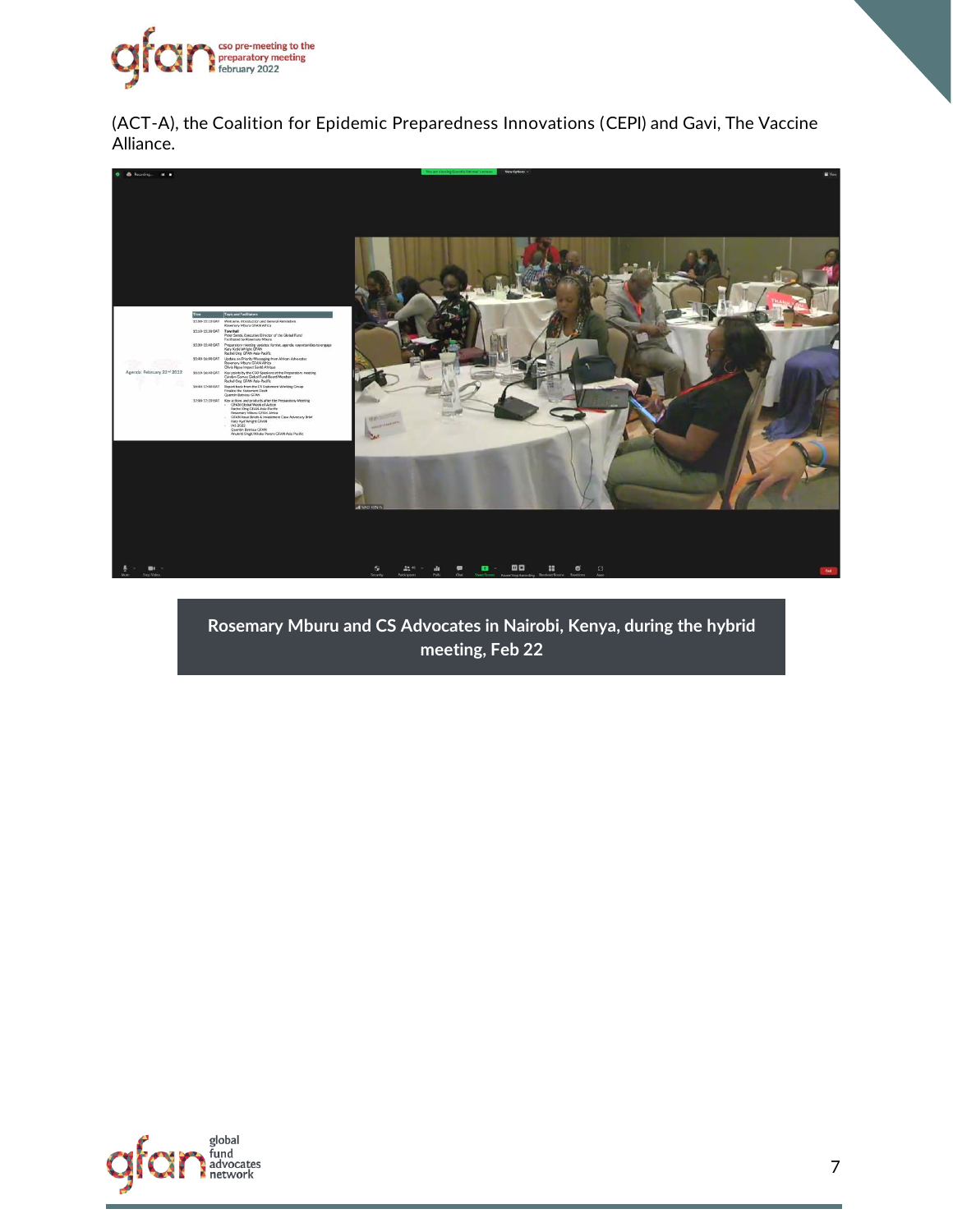(ACT-A), the Coalition for Epidemic Preparedness Innovations (CEPI) and Gavi, The Vaccine Alliance.

**Rosemary Mburu and CS Advocates in Nairobi, Kenya, during the hybrid meeting, Feb 22**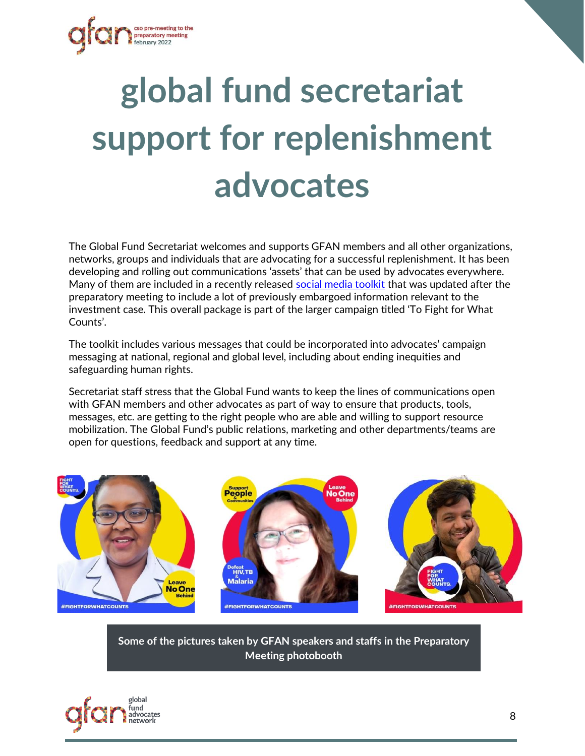# global fund secretariat support for replenishment advocates

The Global Fund Secretariat welcomes and supports GFAN members and all other organizations, networks, groups and individuals that are advocating for a successful replenishment. It has been developing and rolling out communications 'assets' that can be used by advocates everywhere. Many of them are included in a recently released social media toolkit that was updated after the preparatory meeting to include a lot of previously embargoed information relevant to the investment case. This overall package is part of the larger campaign titled 'To Fight for What Counts'.

The toolkit includes various messages that could be incorporated into advocates' campaign messaging at national, regional and global level, including about ending inequities and safeguarding human rights.

Secretariat staff stress that the Global Fund wants to keep the lines of communications open with GFAN members and other advocates as part of way to ensure that products, tools, messages, etc. are getting to the right people who are able and willing to support resource mobilization. The Global Fund's public relations, marketing and other departments/teams are open for questions, feedback and support at any time.

**Some of the pictures taken by GFAN speakers and staffs in the Preparatory Meeting photobooth**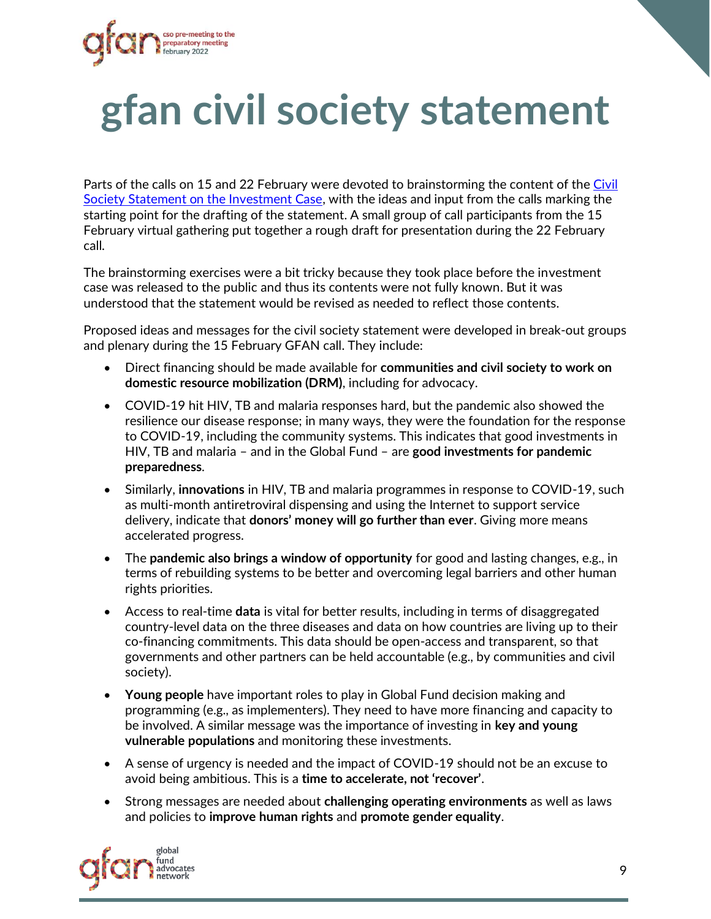# gfan civil society statement

Parts of the calls on 15 and 22 February were devoted to brainstorming the content of the [Civil Society Statement on the Investment Case](), with the ideas and input from the calls marking the starting point for the drafting of the statement. A small group of call participants from the 15 February virtual gathering put together a rough draft for presentation during the 22 February call.

The brainstorming exercises were a bit tricky because they took place before the investment case was released to the public and thus its contents were not fully known. But it was understood that the statement would be revised as needed to reflect those contents.

Proposed ideas and messages for the civil society statement were developed in break-out groups and plenary during the 15 February GFAN call. They include:

- Direct financing should be made available for **communities and civil society to work on domestic resource mobilization (DRM)**, including for advocacy.
- COVID-19 hit HIV, TB and malaria responses hard, but the pandemic also showed the resilience our disease response; in many ways, they were the foundation for the response to COVID-19, including the community systems. This indicates that good investments in HIV, TB and malaria – and in the Global Fund – are **good investments for pandemic preparedness**.
- Similarly, **innovations** in HIV, TB and malaria programmes in response to COVID-19, such as multi-month antiretroviral dispensing and using the Internet to support service delivery, indicate that **donors' money will go further than ever**. Giving more means accelerated progress.
- The **pandemic also brings a window of opportunity** for good and lasting changes, e.g., in terms of rebuilding systems to be better and overcoming legal barriers and other human rights priorities.
- Access to real-time **data** is vital for better results, including in terms of disaggregated country-level data on the three diseases and data on how countries are living up to their co-financing commitments. This data should be open-access and transparent, so that governments and other partners can be held accountable (e.g., by communities and civil society).
- **Young people** have important roles to play in Global Fund decision making and programming (e.g., as implementers). They need to have more financing and capacity to be involved. A similar message was the importance of investing in **key and young vulnerable populations** and monitoring these investments.
- A sense of urgency is needed and the impact of COVID-19 should not be an excuse to avoid being ambitious. This is a **time to accelerate, not 'recover'**.
- Strong messages are needed about **challenging operating environments** as well as laws and policies to **improve human rights** and **promote gender equality**.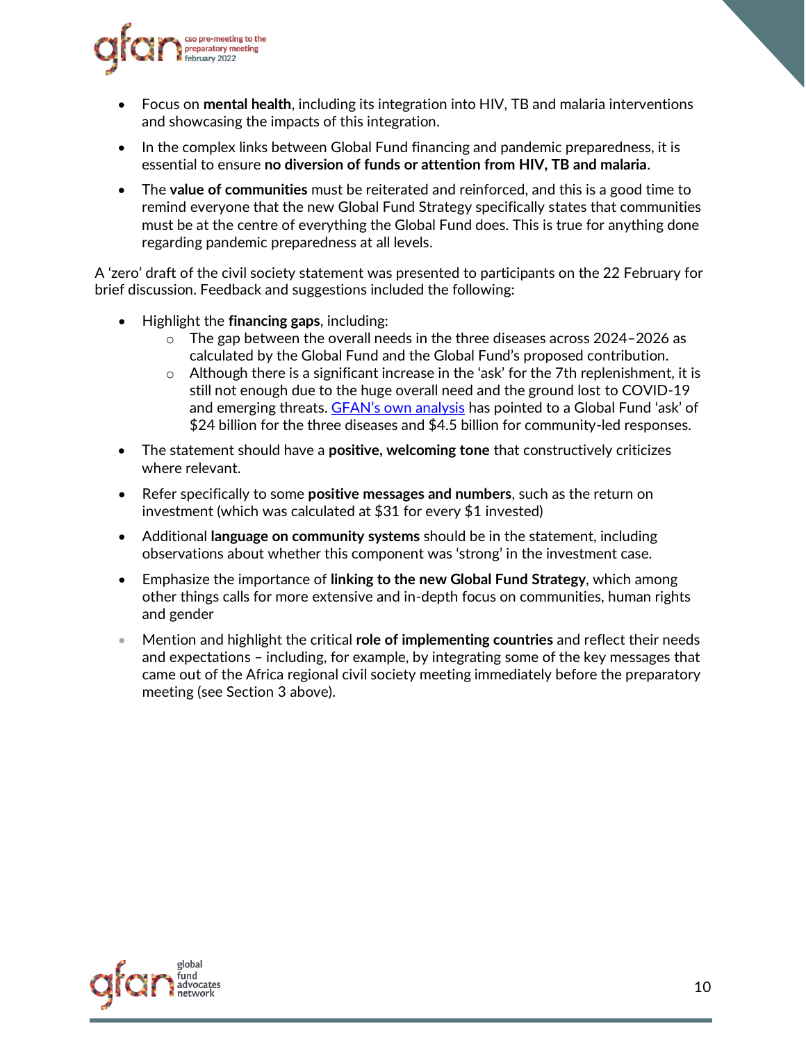- Focus on **mental health**, including its integration into HIV, TB and malaria interventions and showcasing the impacts of this integration.
- In the complex links between Global Fund financing and pandemic preparedness, it is essential to ensure **no diversion of funds or attention from HIV, TB and malaria**.
- The **value of communities** must be reiterated and reinforced, and this is a good time to remind everyone that the new Global Fund Strategy specifically states that communities must be at the centre of everything the Global Fund does. This is true for anything done regarding pandemic preparedness at all levels.

A 'zero' draft of the civil society statement was presented to participants on the 22 February for brief discussion. Feedback and suggestions included the following:

- Highlight the **financing gaps**, including:
    - The gap between the overall needs in the three diseases across 2024–2026 as calculated by the Global Fund and the Global Fund's proposed contribution.
    - Although there is a significant increase in the 'ask' for the 7th replenishment, it is still not enough due to the huge overall need and the ground lost to COVID-19 and emerging threats. [GFAN's own analysis] has pointed to a Global Fund 'ask' of $24 billion for the three diseases and $4.5 billion for community-led responses.
- The statement should have a **positive, welcoming tone** that constructively criticizes where relevant.
- Refer specifically to some **positive messages and numbers**, such as the return on investment (which was calculated at $31 for every $1 invested)
- Additional **language on community systems** should be in the statement, including observations about whether this component was 'strong' in the investment case.
- Emphasize the importance of **linking to the new Global Fund Strategy**, which among other things calls for more extensive and in-depth focus on communities, human rights and gender
- Mention and highlight the critical **role of implementing countries** and reflect their needs and expectations – including, for example, by integrating some of the key messages that came out of the Africa regional civil society meeting immediately before the preparatory meeting (see Section 3 above).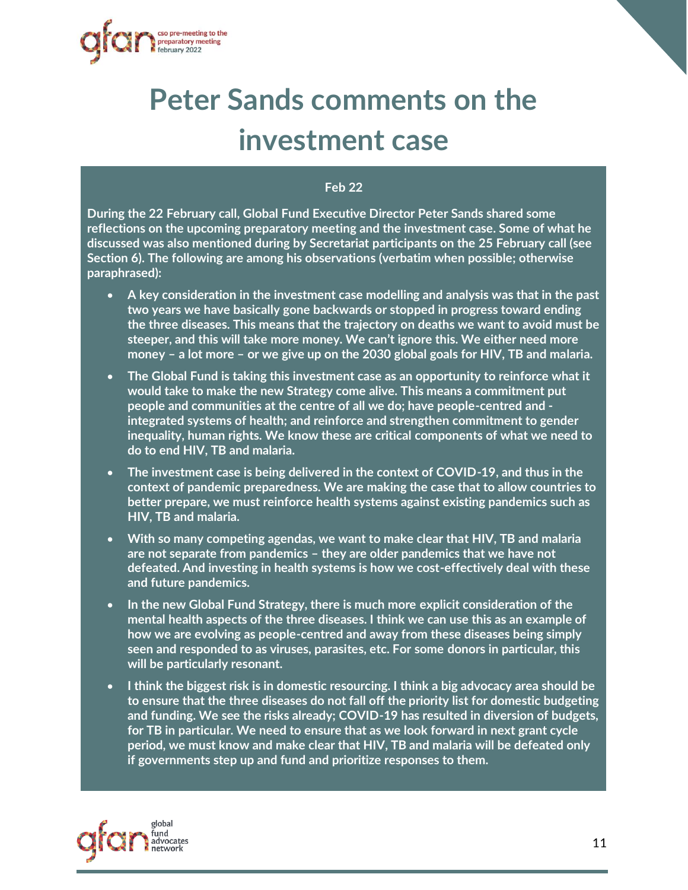# Peter Sands comments on the investment case

**Feb 22**

**During the 22 February call, Global Fund Executive Director Peter Sands shared some reflections on the upcoming preparatory meeting and the investment case. Some of what he discussed was also mentioned during by Secretariat participants on the 25 February call (see Section 6). The following are among his observations (verbatim when possible; otherwise paraphrased):**

- **A key consideration in the investment case modelling and analysis was that in the past two years we have basically gone backwards or stopped in progress toward ending the three diseases. This means that the trajectory on deaths we want to avoid must be steeper, and this will take more money. We can't ignore this. We either need more money – a lot more – or we give up on the 2030 global goals for HIV, TB and malaria.**
- **The Global Fund is taking this investment case as an opportunity to reinforce what it would take to make the new Strategy come alive. This means a commitment put people and communities at the centre of all we do; have people-centred and -integrated systems of health; and reinforce and strengthen commitment to gender inequality, human rights. We know these are critical components of what we need to do to end HIV, TB and malaria.**
- **The investment case is being delivered in the context of COVID-19, and thus in the context of pandemic preparedness. We are making the case that to allow countries to better prepare, we must reinforce health systems against existing pandemics such as HIV, TB and malaria.**
- **With so many competing agendas, we want to make clear that HIV, TB and malaria are not separate from pandemics – they are older pandemics that we have not defeated. And investing in health systems is how we cost-effectively deal with these and future pandemics.**
- **In the new Global Fund Strategy, there is much more explicit consideration of the mental health aspects of the three diseases. I think we can use this as an example of how we are evolving as people-centred and away from these diseases being simply seen and responded to as viruses, parasites, etc. For some donors in particular, this will be particularly resonant.**
- **I think the biggest risk is in domestic resourcing. I think a big advocacy area should be to ensure that the three diseases do not fall off the priority list for domestic budgeting and funding. We see the risks already; COVID-19 has resulted in diversion of budgets, for TB in particular. We need to ensure that as we look forward in next grant cycle period, we must know and make clear that HIV, TB and malaria will be defeated only if governments step up and fund and prioritize responses to them.**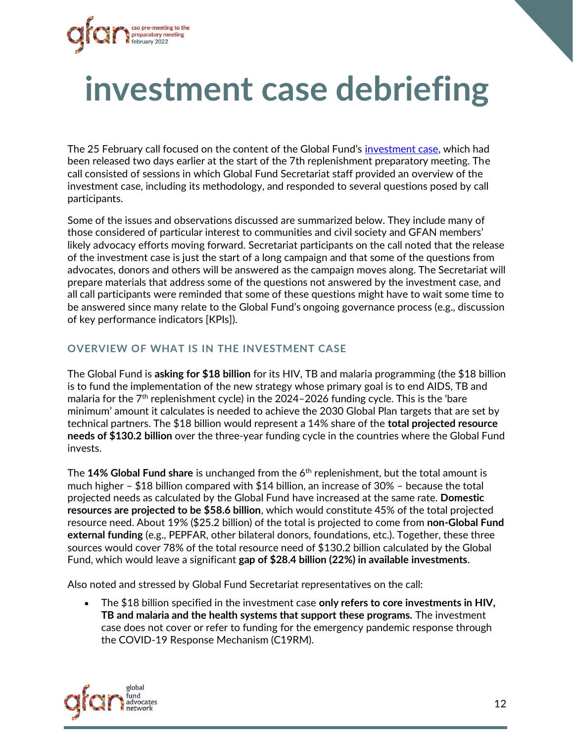# investment case debriefing

The 25 February call focused on the content of the Global Fund's [investment case](investment case), which had been released two days earlier at the start of the 7th replenishment preparatory meeting. The call consisted of sessions in which Global Fund Secretariat staff provided an overview of the investment case, including its methodology, and responded to several questions posed by call participants.

Some of the issues and observations discussed are summarized below. They include many of those considered of particular interest to communities and civil society and GFAN members' likely advocacy efforts moving forward. Secretariat participants on the call noted that the release of the investment case is just the start of a long campaign and that some of the questions from advocates, donors and others will be answered as the campaign moves along. The Secretariat will prepare materials that address some of the questions not answered by the investment case, and all call participants were reminded that some of these questions might have to wait some time to be answered since many relate to the Global Fund's ongoing governance process (e.g., discussion of key performance indicators [KPIs]).

### OVERVIEW OF WHAT IS IN THE INVESTMENT CASE

The Global Fund is **asking for $18 billion** for its HIV, TB and malaria programming (the $18 billion is to fund the implementation of the new strategy whose primary goal is to end AIDS, TB and malaria for the 7th replenishment cycle) in the 2024–2026 funding cycle. This is the 'bare minimum' amount it calculates is needed to achieve the 2030 Global Plan targets that are set by technical partners. The $18 billion would represent a 14% share of the **total projected resource needs of $130.2 billion** over the three-year funding cycle in the countries where the Global Fund invests.

The **14% Global Fund share** is unchanged from the 6th replenishment, but the total amount is much higher – $18 billion compared with $14 billion, an increase of 30% – because the total projected needs as calculated by the Global Fund have increased at the same rate. **Domestic resources are projected to be $58.6 billion**, which would constitute 45% of the total projected resource need. About 19% ($25.2 billion) of the total is projected to come from **non-Global Fund external funding** (e.g., PEPFAR, other bilateral donors, foundations, etc.). Together, these three sources would cover 78% of the total resource need of $130.2 billion calculated by the Global Fund, which would leave a significant **gap of $28.4 billion (22%) in available investments**.

Also noted and stressed by Global Fund Secretariat representatives on the call:

- The $18 billion specified in the investment case **only refers to core investments in HIV, TB and malaria and the health systems that support these programs.** The investment case does not cover or refer to funding for the emergency pandemic response through the COVID-19 Response Mechanism (C19RM).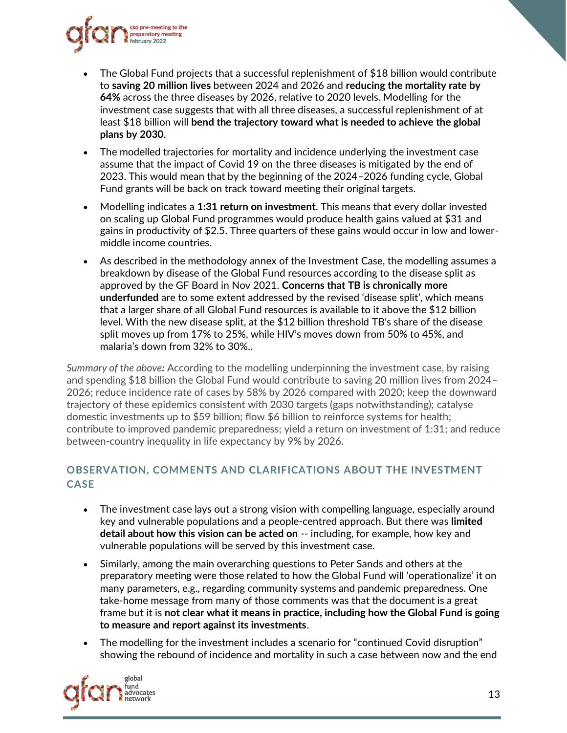- The Global Fund projects that a successful replenishment of $18 billion would contribute to **saving 20 million lives** between 2024 and 2026 and **reducing the mortality rate by 64%** across the three diseases by 2026, relative to 2020 levels. Modelling for the investment case suggests that with all three diseases, a successful replenishment of at least $18 billion will **bend the trajectory toward what is needed to achieve the global plans by 2030**.
- The modelled trajectories for mortality and incidence underlying the investment case assume that the impact of Covid 19 on the three diseases is mitigated by the end of 2023. This would mean that by the beginning of the 2024–2026 funding cycle, Global Fund grants will be back on track toward meeting their original targets.
- Modelling indicates a **1:31 return on investment**. This means that every dollar invested on scaling up Global Fund programmes would produce health gains valued at $31 and gains in productivity of $2.5. Three quarters of these gains would occur in low and lower-middle income countries.
- As described in the methodology annex of the Investment Case, the modelling assumes a breakdown by disease of the Global Fund resources according to the disease split as approved by the GF Board in Nov 2021. **Concerns that TB is chronically more underfunded** are to some extent addressed by the revised 'disease split', which means that a larger share of all Global Fund resources is available to it above the $12 billion level. With the new disease split, at the $12 billion threshold TB's share of the disease split moves up from 17% to 25%, while HIV's moves down from 50% to 45%, and malaria's down from 32% to 30%..

*Summary of the above:* According to the modelling underpinning the investment case, by raising and spending $18 billion the Global Fund would contribute to saving 20 million lives from 2024–2026; reduce incidence rate of cases by 58% by 2026 compared with 2020; keep the downward trajectory of these epidemics consistent with 2030 targets (gaps notwithstanding); catalyse domestic investments up to $59 billion; flow $6 billion to reinforce systems for health; contribute to improved pandemic preparedness; yield a return on investment of 1:31; and reduce between-country inequality in life expectancy by 9% by 2026.

## OBSERVATION, COMMENTS AND CLARIFICATIONS ABOUT THE INVESTMENT CASE

- The investment case lays out a strong vision with compelling language, especially around key and vulnerable populations and a people-centred approach. But there was **limited detail about how this vision can be acted on** -- including, for example, how key and vulnerable populations will be served by this investment case.
- Similarly, among the main overarching questions to Peter Sands and others at the preparatory meeting were those related to how the Global Fund will 'operationalize' it on many parameters, e.g., regarding community systems and pandemic preparedness. One take-home message from many of those comments was that the document is a great frame but it is **not clear what it means in practice, including how the Global Fund is going to measure and report against its investments**.
- The modelling for the investment includes a scenario for "continued Covid disruption" showing the rebound of incidence and mortality in such a case between now and the end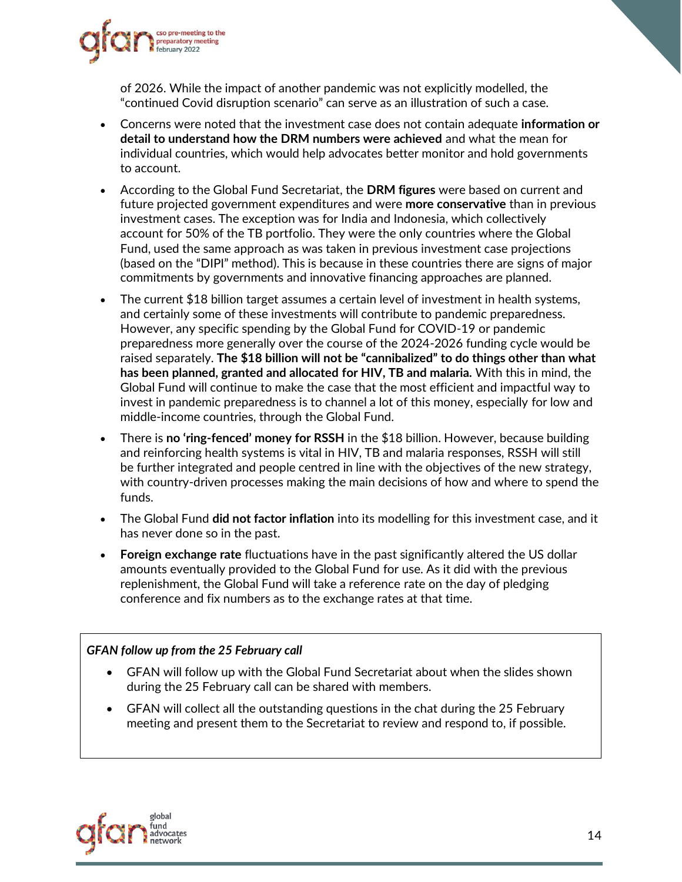of 2026. While the impact of another pandemic was not explicitly modelled, the "continued Covid disruption scenario" can serve as an illustration of such a case.

- Concerns were noted that the investment case does not contain adequate **information or detail to understand how the DRM numbers were achieved** and what the mean for individual countries, which would help advocates better monitor and hold governments to account.
- According to the Global Fund Secretariat, the **DRM figures** were based on current and future projected government expenditures and were **more conservative** than in previous investment cases. The exception was for India and Indonesia, which collectively account for 50% of the TB portfolio. They were the only countries where the Global Fund, used the same approach as was taken in previous investment case projections (based on the "DIPI" method). This is because in these countries there are signs of major commitments by governments and innovative financing approaches are planned.
- The current $18 billion target assumes a certain level of investment in health systems, and certainly some of these investments will contribute to pandemic preparedness. However, any specific spending by the Global Fund for COVID-19 or pandemic preparedness more generally over the course of the 2024-2026 funding cycle would be raised separately. **The $18 billion will not be "cannibalized" to do things other than what has been planned, granted and allocated for HIV, TB and malaria.** With this in mind, the Global Fund will continue to make the case that the most efficient and impactful way to invest in pandemic preparedness is to channel a lot of this money, especially for low and middle-income countries, through the Global Fund.
- There is **no 'ring-fenced' money for RSSH** in the $18 billion. However, because building and reinforcing health systems is vital in HIV, TB and malaria responses, RSSH will still be further integrated and people centred in line with the objectives of the new strategy, with country-driven processes making the main decisions of how and where to spend the funds.
- The Global Fund **did not factor inflation** into its modelling for this investment case, and it has never done so in the past.
- **Foreign exchange rate** fluctuations have in the past significantly altered the US dollar amounts eventually provided to the Global Fund for use. As it did with the previous replenishment, the Global Fund will take a reference rate on the day of pledging conference and fix numbers as to the exchange rates at that time.

***GFAN follow up from the 25 February call***

- GFAN will follow up with the Global Fund Secretariat about when the slides shown during the 25 February call can be shared with members.
- GFAN will collect all the outstanding questions in the chat during the 25 February meeting and present them to the Secretariat to review and respond to, if possible.